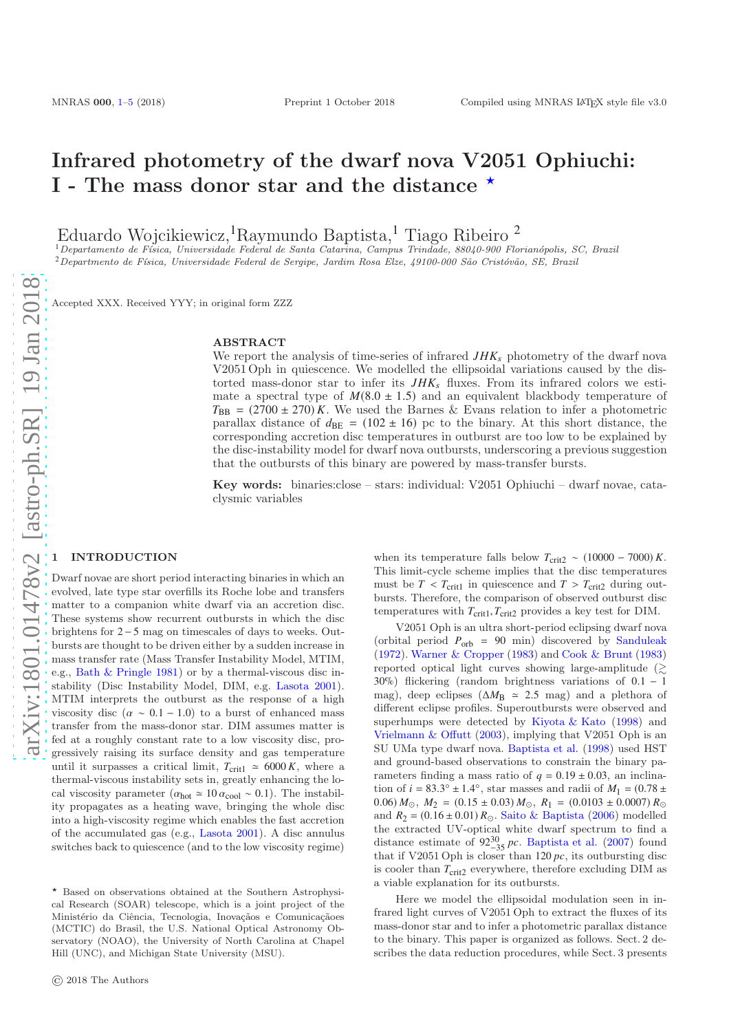# Infrared photometry of the dwarf nova V2051 Ophiuchi: I - The mass donor star and the distance ⋆

Eduardo Wojcikiewicz,[1] Raymundo Baptista,[1] Tiago Ribeiro [2]

[1] *Departamento de Física, Universidade Federal de Santa Catarina, Campus Trindade, 88040-900 Florianópolis, SC, Brazil*
[2] *Departmento de Física, Universidade Federal de Sergipe, Jardim Rosa Elze, 49100-000 São Cristóvão, SE, Brazil*

Accepted XXX. Received YYY; in original form ZZZ

## ABSTRACT

We report the analysis of time-series of infrared $JHK_s$ photometry of the dwarf nova V2051 Oph in quiescence. We modelled the ellipsoidal variations caused by the distorted mass-donor star to infer its $JHK_s$ fluxes. From its infrared colors we estimate a spectral type of $M(8.0 \pm 1.5)$ and an equivalent blackbody temperature of $T_{\rm BB} = (2700 \pm 270)\,K$. We used the Barnes & Evans relation to infer a photometric parallax distance of $d_{\rm BE} = (102 \pm 16)$ pc to the binary. At this short distance, the corresponding accretion disc temperatures in outburst are too low to be explained by the disc-instability model for dwarf nova outbursts, underscoring a previous suggestion that the outbursts of this binary are powered by mass-transfer bursts.

**Key words:** binaries:close – stars: individual: V2051 Ophiuchi – dwarf novae, cataclysmic variables

## 1 INTRODUCTION

Dwarf novae are short period interacting binaries in which an evolved, late type star overfills its Roche lobe and transfers matter to a companion white dwarf via an accretion disc. These systems show recurrent outbursts in which the disc brightens for $2-5$ mag on timescales of days to weeks. Outbursts are thought to be driven either by a sudden increase in mass transfer rate (Mass Transfer Instability Model, MTIM, e.g., Bath & Pringle 1981) or by a thermal-viscous disc instability (Disc Instability Model, DIM, e.g. Lasota 2001). MTIM interprets the outburst as the response of a high viscosity disc ($\alpha \sim 0.1 - 1.0$) to a burst of enhanced mass transfer from the mass-donor star. DIM assumes matter is fed at a roughly constant rate to a low viscosity disc, progressively raising its surface density and gas temperature until it surpasses a critical limit, $T_{\rm crit1} \simeq 6000\,K$, where a thermal-viscous instability sets in, greatly enhancing the local viscosity parameter ($\alpha_{\rm hot} \simeq 10\,\alpha_{\rm cool} \sim 0.1$). The instability propagates as a heating wave, bringing the whole disc into a high-viscosity regime which enables the fast accretion of the accumulated gas (e.g., Lasota 2001). A disc annulus switches back to quiescence (and to the low viscosity regime) when its temperature falls below $T_{\rm crit2} \sim (10000 - 7000)\,K$. This limit-cycle scheme implies that the disc temperatures must be $T < T_{\rm crit1}$ in quiescence and $T > T_{\rm crit2}$ during outbursts. Therefore, the comparison of observed outburst disc temperatures with $T_{\rm crit1}$,$T_{\rm crit2}$ provides a key test for DIM.

V2051 Oph is an ultra short-period eclipsing dwarf nova (orbital period $P_{\rm orb}$ = 90 min) discovered by Sanduleak (1972). Warner & Cropper (1983) and Cook & Brunt (1983) reported optical light curves showing large-amplitude ($\gtrsim$ 30%) flickering (random brightness variations of 0.1 – 1 mag), deep eclipses ($\Delta M_{\rm B} \simeq 2.5$ mag) and a plethora of different eclipse profiles. Superoutbursts were observed and superhumps were detected by Kiyota & Kato (1998) and Vrielmann & Offutt (2003), implying that V2051 Oph is an SU UMa type dwarf nova. Baptista et al. (1998) used HST and ground-based observations to constrain the binary parameters finding a mass ratio of $q = 0.19 \pm 0.03$, an inclination of $i = 83.3° \pm 1.4°$, star masses and radii of $M_1 = (0.78 \pm 0.06)\,M_\odot$, $M_2 = (0.15 \pm 0.03)\,M_\odot$, $R_1 = (0.0103 \pm 0.0007)\,R_\odot$ and $R_2 = (0.16 \pm 0.01)\,R_\odot$. Saito & Baptista (2006) modelled the extracted UV-optical white dwarf spectrum to find a distance estimate of $92^{30}_{-35}\,pc$. Baptista et al. (2007) found that if V2051 Oph is closer than $120\,pc$, its outbursting disc is cooler than $T_{\rm crit2}$ everywhere, therefore excluding DIM as a viable explanation for its outbursts.

Here we model the ellipsoidal modulation seen in infrared light curves of V2051 Oph to extract the fluxes of its mass-donor star and to infer a photometric parallax distance to the binary. This paper is organized as follows. Sect. 2 describes the data reduction procedures, while Sect. 3 presents

⋆ Based on observations obtained at the Southern Astrophysical Research (SOAR) telescope, which is a joint project of the Ministério da Ciência, Tecnologia, Inovações e Comunicações (MCTIC) do Brasil, the U.S. National Optical Astronomy Observatory (NOAO), the University of North Carolina at Chapel Hill (UNC), and Michigan State University (MSU).

© 2018 The Authors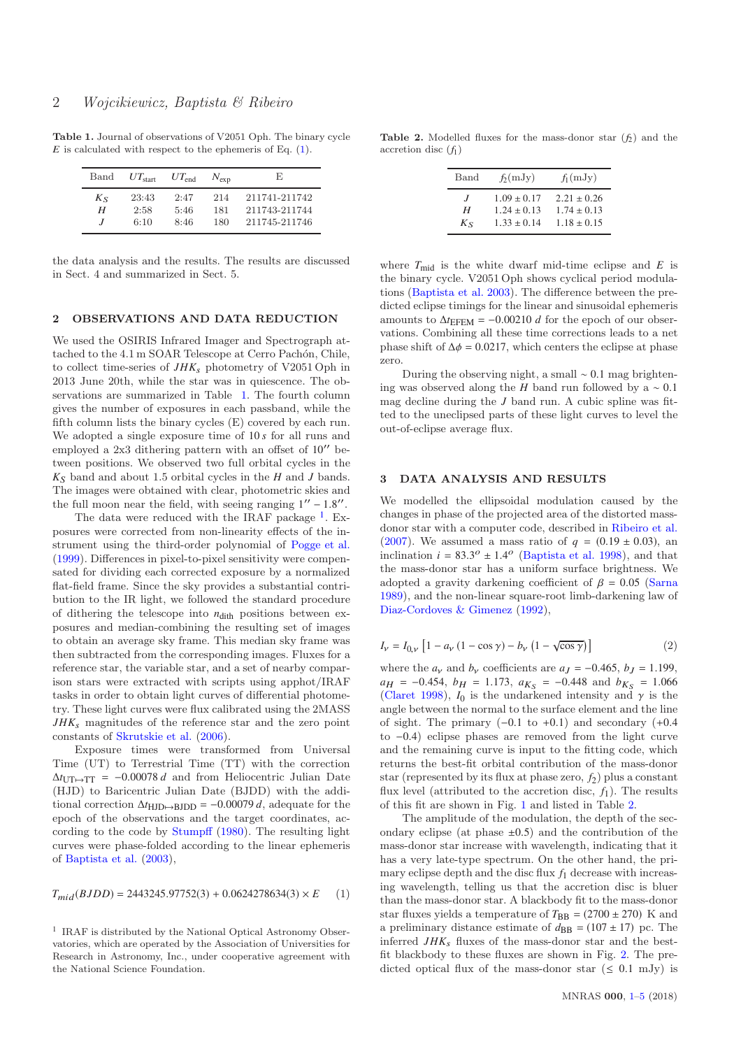**Table 1.** Journal of observations of V2051 Oph. The binary cycle $E$ is calculated with respect to the ephemeris of Eq. (1).

| Band | $UT_{\rm start}$ | $UT_{\rm end}$ | $N_{\rm exp}$ | E |
|---|---|---|---|---|
| $K_S$ | 23:43 | 2:47 | 214 | 211741-211742 |
| $H$ | 2:58 | 5:46 | 181 | 211743-211744 |
| $J$ | 6:10 | 8:46 | 180 | 211745-211746 |

the data analysis and the results. The results are discussed in Sect. 4 and summarized in Sect. 5.

## 2 OBSERVATIONS AND DATA REDUCTION

We used the OSIRIS Infrared Imager and Spectrograph attached to the 4.1 m SOAR Telescope at Cerro Pachón, Chile, to collect time-series of $JHK_s$ photometry of V2051 Oph in 2013 June 20th, while the star was in quiescence. The observations are summarized in Table 1. The fourth column gives the number of exposures in each passband, while the fifth column lists the binary cycles (E) covered by each run. We adopted a single exposure time of 10 $s$ for all runs and employed a 2x3 dithering pattern with an offset of $10''$ between positions. We observed two full orbital cycles in the $K_S$ band and about 1.5 orbital cycles in the $H$ and $J$ bands. The images were obtained with clear, photometric skies and the full moon near the field, with seeing ranging $1'' - 1.8''$.

The data were reduced with the IRAF package [1]. Exposures were corrected from non-linearity effects of the instrument using the third-order polynomial of Pogge et al. (1999). Differences in pixel-to-pixel sensitivity were compensated for dividing each corrected exposure by a normalized flat-field frame. Since the sky provides a substantial contribution to the IR light, we followed the standard procedure of dithering the telescope into $n_{\rm dith}$ positions between exposures and median-combining the resulting set of images to obtain an average sky frame. This median sky frame was then subtracted from the corresponding images. Fluxes for a reference star, the variable star, and a set of nearby comparison stars were extracted with scripts using apphot/IRAF tasks in order to obtain light curves of differential photometry. These light curves were flux calibrated using the 2MASS $JHK_s$ magnitudes of the reference star and the zero point constants of Skrutskie et al. (2006).

Exposure times were transformed from Universal Time (UT) to Terrestrial Time (TT) with the correction $\Delta t_{\rm UT \mapsto TT} = -0.00078\, d$ and from Heliocentric Julian Date (HJD) to Baricentric Julian Date (BJDD) with the additional correction $\Delta t_{\rm HJD \mapsto BJDD} = -0.00079\, d$, adequate for the epoch of the observations and the target coordinates, according to the code by Stumpff (1980). The resulting light curves were phase-folded according to the linear ephemeris of Baptista et al. (2003),

$$T_{mid}(BJDD) = 2443245.97752(3) + 0.0624278634(3) \times E \qquad (1)$$

where $T_{\rm mid}$ is the white dwarf mid-time eclipse and $E$ is the binary cycle. V2051 Oph shows cyclical period modulations (Baptista et al. 2003). The difference between the predicted eclipse timings for the linear and sinusoidal ephemeris amounts to $\Delta t_{\rm EFEM} = -0.00210\; d$ for the epoch of our observations. Combining all these time corrections leads to a net phase shift of $\Delta\phi = 0.0217$, which centers the eclipse at phase zero.

During the observing night, a small $\sim 0.1$ mag brightening was observed along the $H$ band run followed by a $\sim 0.1$ mag decline during the $J$ band run. A cubic spline was fitted to the uneclipsed parts of these light curves to level the out-of-eclipse average flux.

[1] IRAF is distributed by the National Optical Astronomy Observatories, which are operated by the Association of Universities for Research in Astronomy, Inc., under cooperative agreement with the National Science Foundation.

**Table 2.** Modelled fluxes for the mass-donor star ($f_2$) and the accretion disc ($f_1$)

| Band | $f_2$(mJy) | $f_1$(mJy) |
|---|---|---|
| $J$ | $1.09 \pm 0.17$ | $2.21 \pm 0.26$ |
| $H$ | $1.24 \pm 0.13$ | $1.74 \pm 0.13$ |
| $K_S$ | $1.33 \pm 0.14$ | $1.18 \pm 0.15$ |

## 3 DATA ANALYSIS AND RESULTS

We modelled the ellipsoidal modulation caused by the changes in phase of the projected area of the distorted mass-donor star with a computer code, described in Ribeiro et al. (2007). We assumed a mass ratio of $q = (0.19 \pm 0.03)$, an inclination $i = 83.3^o \pm 1.4^o$ (Baptista et al. 1998), and that the mass-donor star has a uniform surface brightness. We adopted a gravity darkening coefficient of $\beta = 0.05$ (Sarna 1989), and the non-linear square-root limb-darkening law of Diaz-Cordoves & Gimenez (1992),

$$I_\nu = I_{0,\nu} \left[1 - a_\nu\,(1 - \cos\gamma) - b_\nu\,\left(1 - \sqrt{\cos\gamma}\right)\right] \qquad (2)$$

where the $a_\nu$ and $b_\nu$ coefficients are $a_J = -0.465$, $b_J = 1.199$, $a_H = -0.454$, $b_H = 1.173$, $a_{K_S} = -0.448$ and $b_{K_S} = 1.066$ (Claret 1998), $I_0$ is the undarkened intensity and $\gamma$ is the angle between the normal to the surface element and the line of sight. The primary ($-0.1$ to $+0.1$) and secondary ($+0.4$ to $-0.4$) eclipse phases are removed from the light curve and the remaining curve is input to the fitting code, which returns the best-fit orbital contribution of the mass-donor star (represented by its flux at phase zero, $f_2$) plus a constant flux level (attributed to the accretion disc, $f_1$). The results of this fit are shown in Fig. 1 and listed in Table 2.

The amplitude of the modulation, the depth of the secondary eclipse (at phase $\pm 0.5$) and the contribution of the mass-donor star increase with wavelength, indicating that it has a very late-type spectrum. On the other hand, the primary eclipse depth and the disc flux $f_1$ decrease with increasing wavelength, telling us that the accretion disc is bluer than the mass-donor star. A blackbody fit to the mass-donor star fluxes yields a temperature of $T_{\rm BB} = (2700 \pm 270)$ K and a preliminary distance estimate of $d_{\rm BB} = (107 \pm 17)$ pc. The inferred $JHK_s$ fluxes of the mass-donor star and the best-fit blackbody to these fluxes are shown in Fig. 2. The predicted optical flux of the mass-donor star ($\leq 0.1$ mJy) is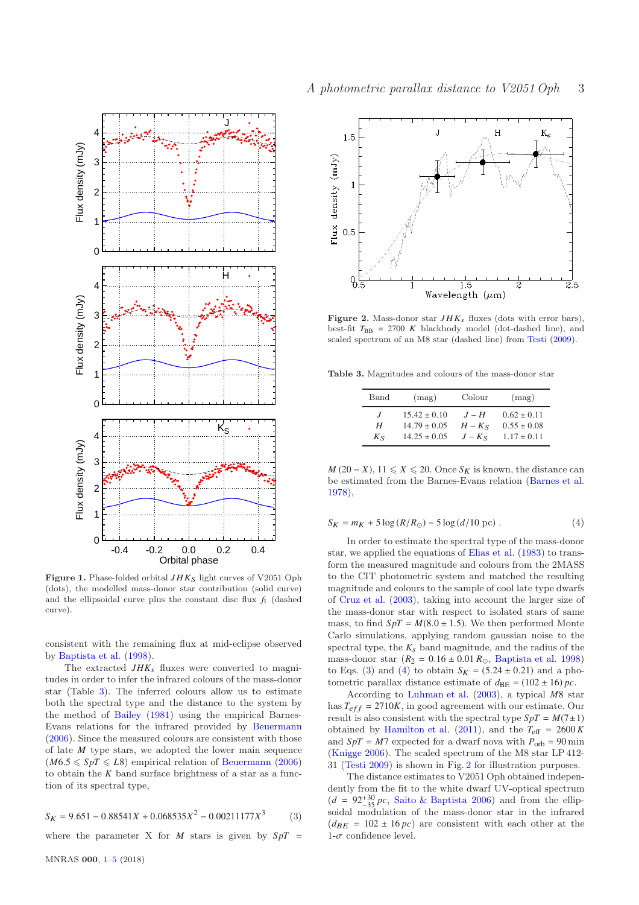Figure 1. Phase-folded orbital $JHK_S$ light curves of V2051 Oph (dots), the modelled mass-donor star contribution (solid curve) and the ellipsoidal curve plus the constant disc flux $f_1$ (dashed curve).

consistent with the remaining flux at mid-eclipse observed by Baptista et al. (1998).

The extracted $JHK_s$ fluxes were converted to magnitudes in order to infer the infrared colours of the mass-donor star (Table 3). The inferred colours allow us to estimate both the spectral type and the distance to the system by the method of Bailey (1981) using the empirical Barnes-Evans relations for the infrared provided by Beuermann (2006). Since the measured colours are consistent with those of late $M$ type stars, we adopted the lower main sequence ($M6.5 \leqslant SpT \leqslant L8$) empirical relation of Beuermann (2006) to obtain the $K$ band surface brightness of a star as a function of its spectral type,

$$S_K = 9.651 - 0.88541X + 0.068535X^2 - 0.00211177X^3 \qquad (3)$$

where the parameter X for $M$ stars is given by $SpT = M(20-X)$, $11 \leqslant X \leqslant 20$. Once $S_K$ is known, the distance can be estimated from the Barnes-Evans relation (Barnes et al. 1978),

$$S_K = m_K + 5\log(R/R_\odot) - 5\log(d/10\,\mathrm{pc})\,. \qquad (4)$$

In order to estimate the spectral type of the mass-donor star, we applied the equations of Elias et al. (1983) to transform the measured magnitude and colours from the 2MASS to the CIT photometric system and matched the resulting magnitude and colours to the sample of cool late type dwarfs of Cruz et al. (2003), taking into account the larger size of the mass-donor star with respect to isolated stars of same mass, to find $SpT = M(8.0 \pm 1.5)$. We then performed Monte Carlo simulations, applying random gaussian noise to the spectral type, the $K_s$ band magnitude, and the radius of the mass-donor star ($R_2 = 0.16 \pm 0.01\,R_\odot$, Baptista et al. 1998) to Eqs. (3) and (4) to obtain $S_K = (5.24 \pm 0.21)$ and a photometric parallax distance estimate of $d_{\mathrm{BE}} = (102 \pm 16)\,pc$.

According to Luhman et al. (2003), a typical $M8$ star has $T_{eff} = 2710K$, in good agreement with our estimate. Our result is also consistent with the spectral type $SpT = M(7\pm1)$ obtained by Hamilton et al. (2011), and the $T_{\mathrm{eff}} = 2600\,K$ and $SpT = M7$ expected for a dwarf nova with $P_{\mathrm{orb}} = 90$ min (Knigge 2006). The scaled spectrum of the M8 star LP 412-31 (Testi 2009) is shown in Fig. 2 for illustration purposes.

The distance estimates to V2051 Oph obtained independently from the fit to the white dwarf UV-optical spectrum ($d = 92^{+30}_{-35}\,pc$, Saito & Baptista 2006) and from the ellipsoidal modulation of the mass-donor star in the infrared ($d_{BE} = 102 \pm 16\,pc$) are consistent with each other at the 1-$\sigma$ confidence level.

Figure 2. Mass-donor star $JHK_S$ fluxes (dots with error bars), best-fit $T_{\mathrm{BB}} = 2700\;K$ blackbody model (dot-dashed line), and scaled spectrum of an M8 star (dashed line) from Testi (2009).

Table 3. Magnitudes and colours of the mass-donor star

| Band | (mag) | Colour | (mag) |
|---|---|---|---|
| $J$ | $15.42 \pm 0.10$ | $J-H$ | $0.62 \pm 0.11$ |
| $H$ | $14.79 \pm 0.05$ | $H-K_S$ | $0.55 \pm 0.08$ |
| $K_S$ | $14.25 \pm 0.05$ | $J-K_S$ | $1.17 \pm 0.11$ |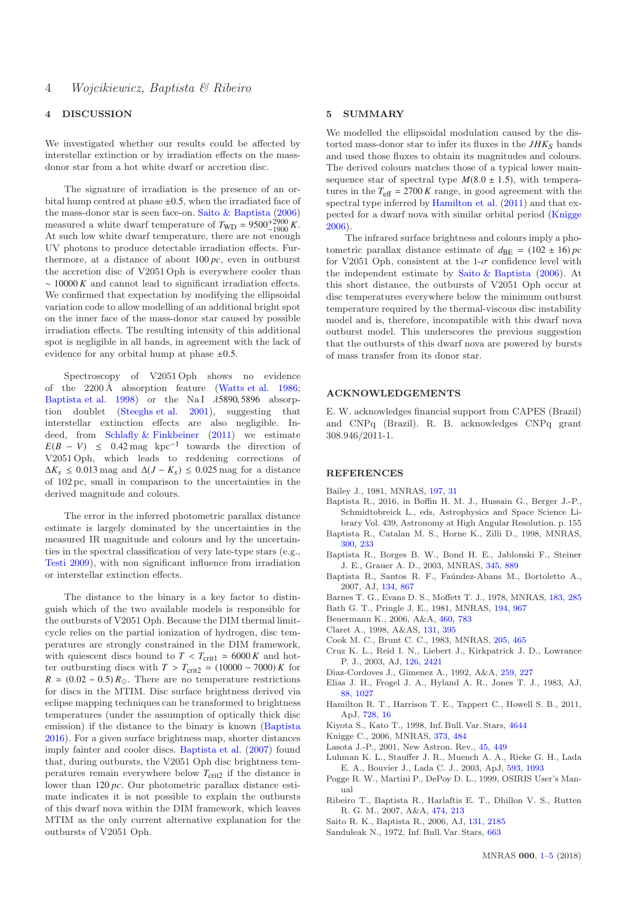## 4 DISCUSSION

We investigated whether our results could be affected by interstellar extinction or by irradiation effects on the mass-donor star from a hot white dwarf or accretion disc.

The signature of irradiation is the presence of an orbital hump centred at phase ±0.5, when the irradiated face of the mass-donor star is seen face-on. Saito & Baptista (2006) measured a white dwarf temperature of $T_{\rm WD} = 9500^{+2900}_{-1900}\,K$. At such low white dwarf temperature, there are not enough UV photons to produce detectable irradiation effects. Furthermore, at a distance of about 100 *pc*, even in outburst the accretion disc of V2051 Oph is everywhere cooler than $\sim 10000\,K$ and cannot lead to significant irradiation effects. We confirmed that expectation by modifying the ellipsoidal variation code to allow modelling of an additional bright spot on the inner face of the mass-donor star caused by possible irradiation effects. The resulting intensity of this additional spot is negligible in all bands, in agreement with the lack of evidence for any orbital hump at phase ±0.5.

Spectroscopy of V2051 Oph shows no evidence of the 2200 Å absorption feature (Watts et al. 1986; Baptista et al. 1998) or the Na I $\lambda 5890, 5896$ absorption doublet (Steeghs et al. 2001), suggesting that interstellar extinction effects are also negligible. Indeed, from Schlafly & Finkbeiner (2011) we estimate $E(B-V) \leq 0.42\,{\rm mag\ kpc^{-1}}$ towards the direction of V2051 Oph, which leads to reddening corrections of $\Delta K_s \leq 0.013$ mag and $\Delta(J-K_s) \leq 0.025$ mag for a distance of 102 pc, small in comparison to the uncertainties in the derived magnitude and colours.

The error in the inferred photometric parallax distance estimate is largely dominated by the uncertainties in the measured IR magnitude and colours and by the uncertainties in the spectral classification of very late-type stars (e.g., Testi 2009), with non significant influence from irradiation or interstellar extinction effects.

The distance to the binary is a key factor to distinguish which of the two available models is responsible for the outbursts of V2051 Oph. Because the DIM thermal limit-cycle relies on the partial ionization of hydrogen, disc temperatures are strongly constrained in the DIM framework, with quiescent discs bound to $T < T_{\rm crit1} \simeq 6000\,K$ and hotter outbursting discs with $T > T_{\rm crit2} = (10000-7000)\,K$ for $R \simeq (0.02-0.5)\,R_\odot$. There are no temperature restrictions for discs in the MTIM. Disc surface brightness derived via eclipse mapping techniques can be transformed to brightness temperatures (under the assumption of optically thick disc emission) if the distance to the binary is known (Baptista 2016). For a given surface brightness map, shorter distances imply fainter and cooler discs. Baptista et al. (2007) found that, during outbursts, the V2051 Oph disc brightness temperatures remain everywhere below $T_{\rm crit2}$ if the distance is lower than 120 *pc*. Our photometric parallax distance estimate indicates it is not possible to explain the outbursts of this dwarf nova within the DIM framework, which leaves MTIM as the only current alternative explanation for the outbursts of V2051 Oph.

## 5 SUMMARY

We modelled the ellipsoidal modulation caused by the distorted mass-donor star to infer its fluxes in the $JHK_S$ bands and used those fluxes to obtain its magnitudes and colours. The derived colours matches those of a typical lower main-sequence star of spectral type $M(8.0 \pm 1.5)$, with temperatures in the $T_{\rm eff} = 2700\,K$ range, in good agreement with the spectral type inferred by Hamilton et al. (2011) and that expected for a dwarf nova with similar orbital period (Knigge 2006).

The infrared surface brightness and colours imply a photometric parallax distance estimate of $d_{\rm BE} = (102 \pm 16)\,pc$ for V2051 Oph, consistent at the 1-$\sigma$ confidence level with the independent estimate by Saito & Baptista (2006). At this short distance, the outbursts of V2051 Oph occur at disc temperatures everywhere below the minimum outburst temperature required by the thermal-viscous disc instability model and is, therefore, incompatible with this dwarf nova outburst model. This underscores the previous suggestion that the outbursts of this dwarf nova are powered by bursts of mass transfer from its donor star.

## ACKNOWLEDGEMENTS

E. W. acknowledges financial support from CAPES (Brazil) and CNPq (Brazil). R. B. acknowledges CNPq grant 308.946/2011-1.

## REFERENCES

Bailey J., 1981, MNRAS, 197, 31
Baptista R., 2016, in Boffin H. M. J., Hussain G., Berger J.-P., Schmidtobreick L., eds, Astrophysics and Space Science Library Vol. 439, Astronomy at High Angular Resolution. p. 155
Baptista R., Catalan M. S., Horne K., Zilli D., 1998, MNRAS, 300, 233
Baptista R., Borges B. W., Bond H. E., Jablonski F., Steiner J. E., Grauer A. D., 2003, MNRAS, 345, 889
Baptista R., Santos R. F., Faúndez-Abans M., Bortoletto A., 2007, AJ, 134, 867
Barnes T. G., Evans D. S., Moffett T. J., 1978, MNRAS, 183, 285
Bath G. T., Pringle J. E., 1981, MNRAS, 194, 967
Beuermann K., 2006, A&A, 460, 783
Claret A., 1998, A&AS, 131, 395
Cook M. C., Brunt C. C., 1983, MNRAS, 205, 465
Cruz K. L., Reid I. N., Liebert J., Kirkpatrick J. D., Lowrance P. J., 2003, AJ, 126, 2421
Diaz-Cordoves J., Gimenez A., 1992, A&A, 259, 227
Elias J. H., Frogel J. A., Hyland A. R., Jones T. J., 1983, AJ, 88, 1027
Hamilton R. T., Harrison T. E., Tappert C., Howell S. B., 2011, ApJ, 728, 16
Kiyota S., Kato T., 1998, Inf. Bull. Var. Stars, 4644
Knigge C., 2006, MNRAS, 373, 484
Lasota J.-P., 2001, New Astron. Rev., 45, 449
Luhman K. L., Stauffer J. R., Muench A. A., Rieke G. H., Lada E. A., Bouvier J., Lada C. J., 2003, ApJ, 593, 1093
Pogge R. W., Martini P., DePoy D. L., 1999, OSIRIS User's Manual
Ribeiro T., Baptista R., Harlaftis E. T., Dhillon V. S., Rutten R. G. M., 2007, A&A, 474, 213
Saito R. K., Baptista R., 2006, AJ, 131, 2185
Sanduleak N., 1972, Inf. Bull. Var. Stars, 663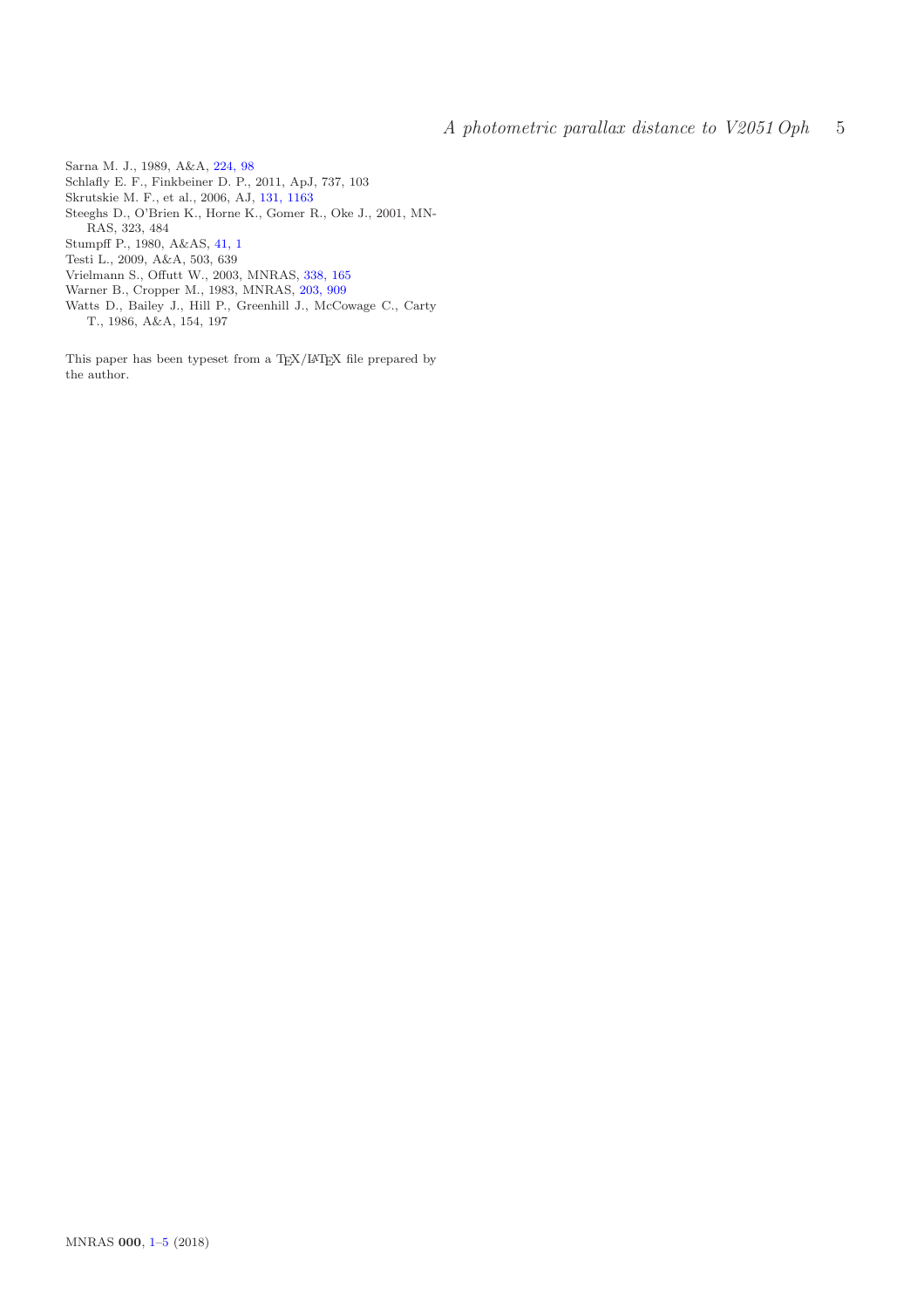Sarna M. J., 1989, A&A, 224, 98

Schlafly E. F., Finkbeiner D. P., 2011, ApJ, 737, 103

Skrutskie M. F., et al., 2006, AJ, 131, 1163

Steeghs D., O'Brien K., Horne K., Gomer R., Oke J., 2001, MNRAS, 323, 484

Stumpff P., 1980, A&AS, 41, 1

Testi L., 2009, A&A, 503, 639

Vrielmann S., Offutt W., 2003, MNRAS, 338, 165

Warner B., Cropper M., 1983, MNRAS, 203, 909

Watts D., Bailey J., Hill P., Greenhill J., McCowage C., Carty T., 1986, A&A, 154, 197

This paper has been typeset from a TEX/LATEX file prepared by the author.